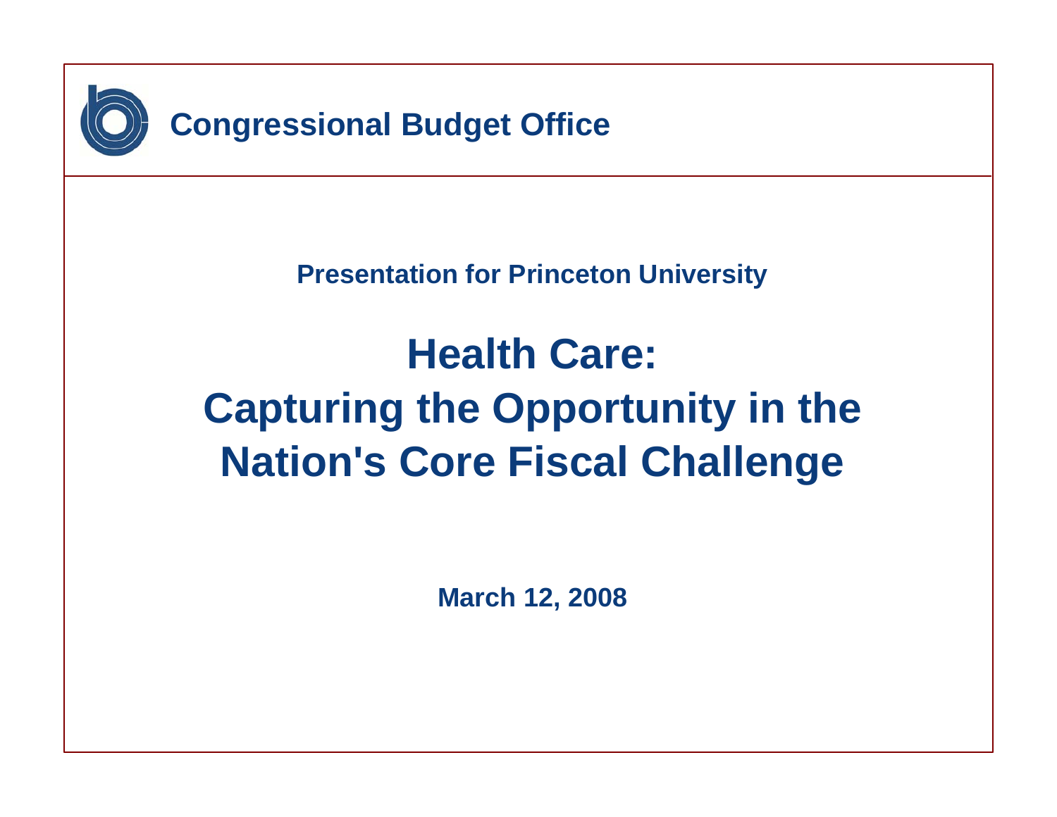Congressional Budget Office

Presentation for Princeton University

# Health Care: Capturing the Opportunity in the Nation's Core Fiscal Challenge

March 12, 2008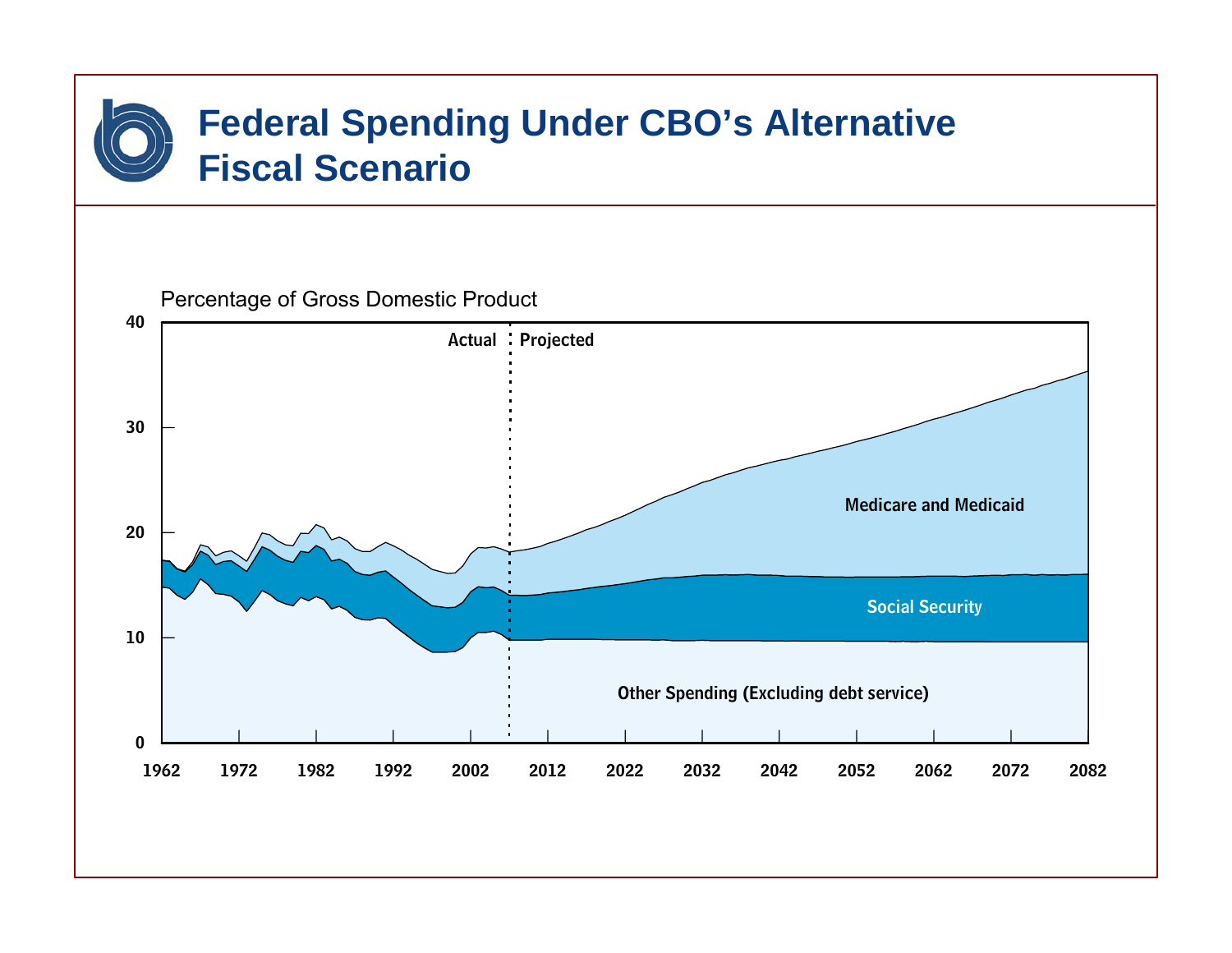# Federal Spending Under CBO's Alternative Fiscal Scenario

Percentage of Gross Domestic Product

40

30

20

10

0

Actual | Projected

Medicare and Medicaid

Social Security

Other Spending (Excluding debt service)

1962 1972 1982 1992 2002 2012 2022 2032 2042 2052 2062 2072 2082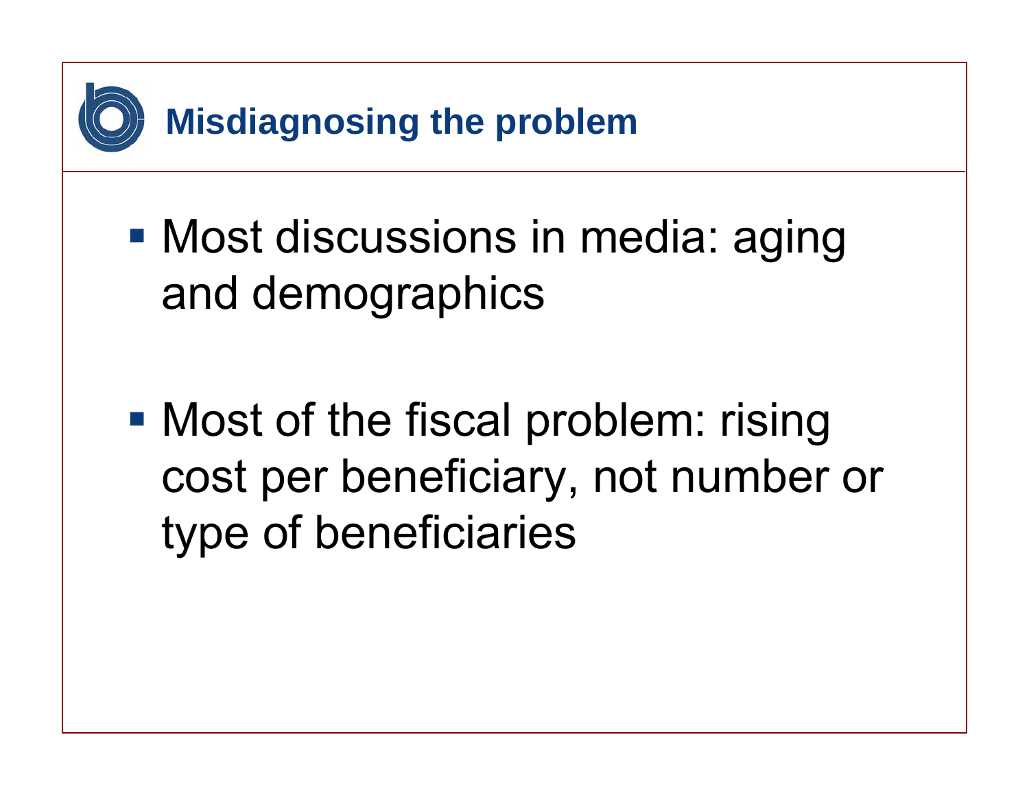## Misdiagnosing the problem

- Most discussions in media: aging and demographics
- Most of the fiscal problem: rising cost per beneficiary, not number or type of beneficiaries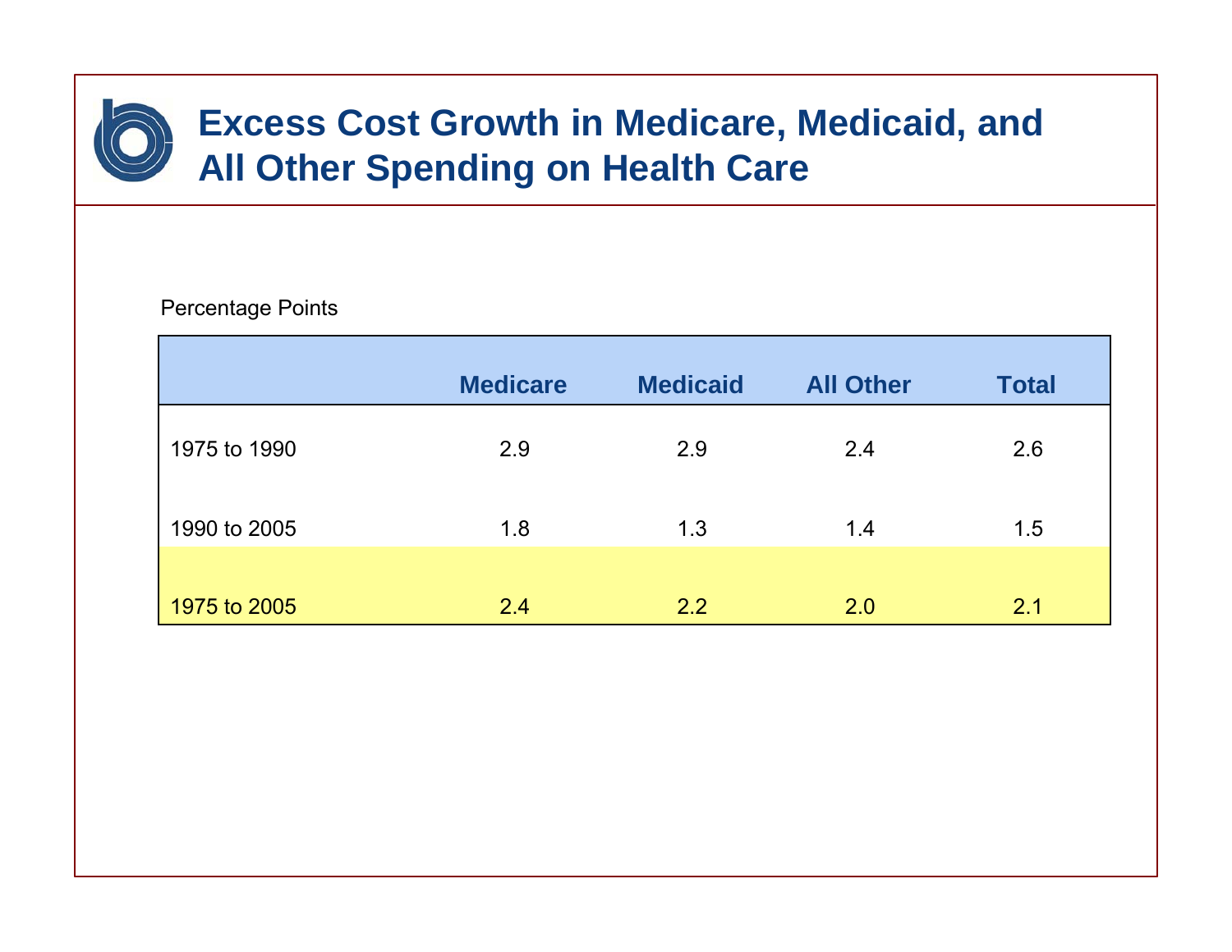# Excess Cost Growth in Medicare, Medicaid, and All Other Spending on Health Care

Percentage Points

| | Medicare | Medicaid | All Other | Total |
|---|---|---|---|---|
| 1975 to 1990 | 2.9 | 2.9 | 2.4 | 2.6 |
| 1990 to 2005 | 1.8 | 1.3 | 1.4 | 1.5 |
| 1975 to 2005 | 2.4 | 2.2 | 2.0 | 2.1 |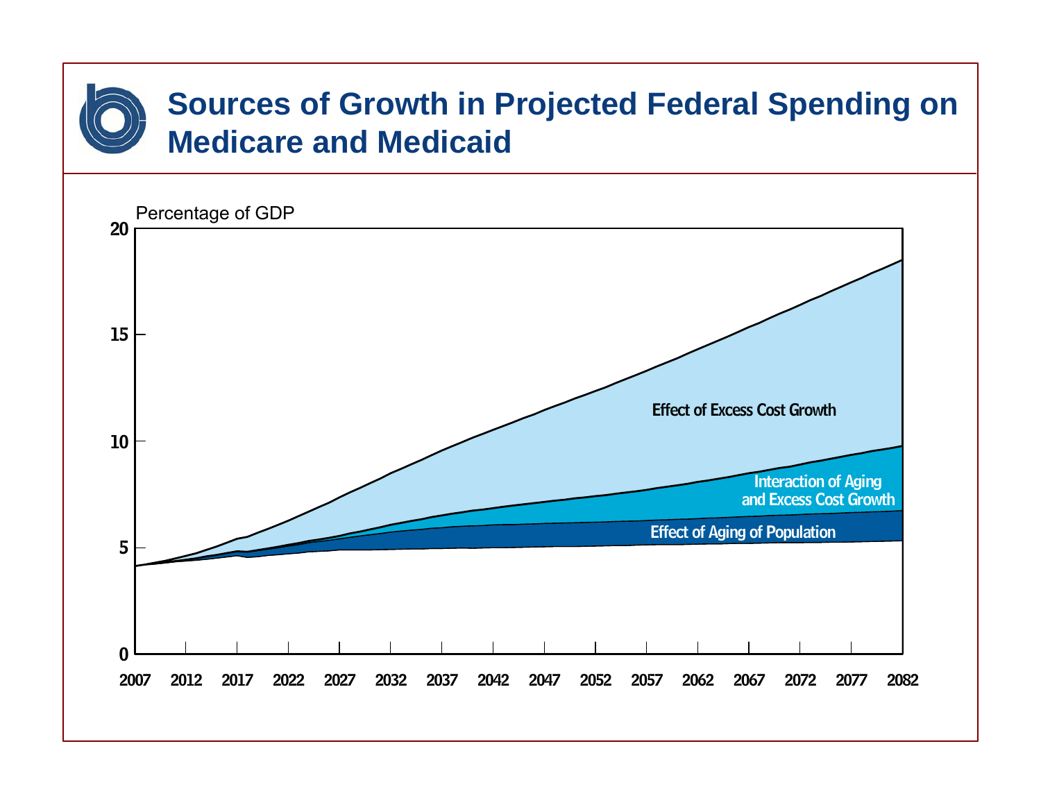# Sources of Growth in Projected Federal Spending on Medicare and Medicaid

Percentage of GDP

20

15

10

5

0

2007 2012 2017 2022 2027 2032 2037 2042 2047 2052 2057 2062 2067 2072 2077 2082

Effect of Excess Cost Growth

Interaction of Aging and Excess Cost Growth

Effect of Aging of Population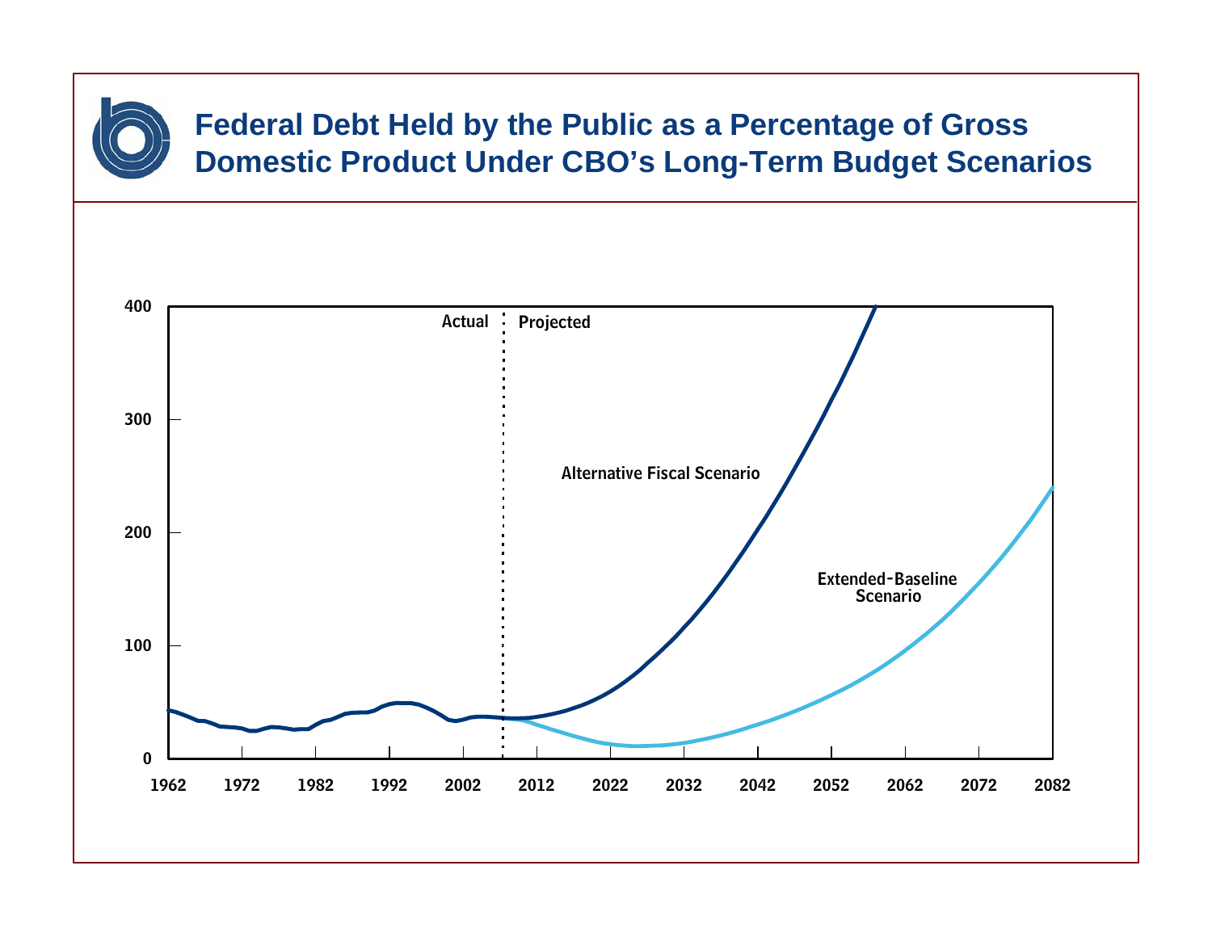# Federal Debt Held by the Public as a Percentage of Gross Domestic Product Under CBO's Long-Term Budget Scenarios

Actual | Projected

Alternative Fiscal Scenario

Extended-Baseline Scenario

400

300

200

100

0

1962 1972 1982 1992 2002 2012 2022 2032 2042 2052 2062 2072 2082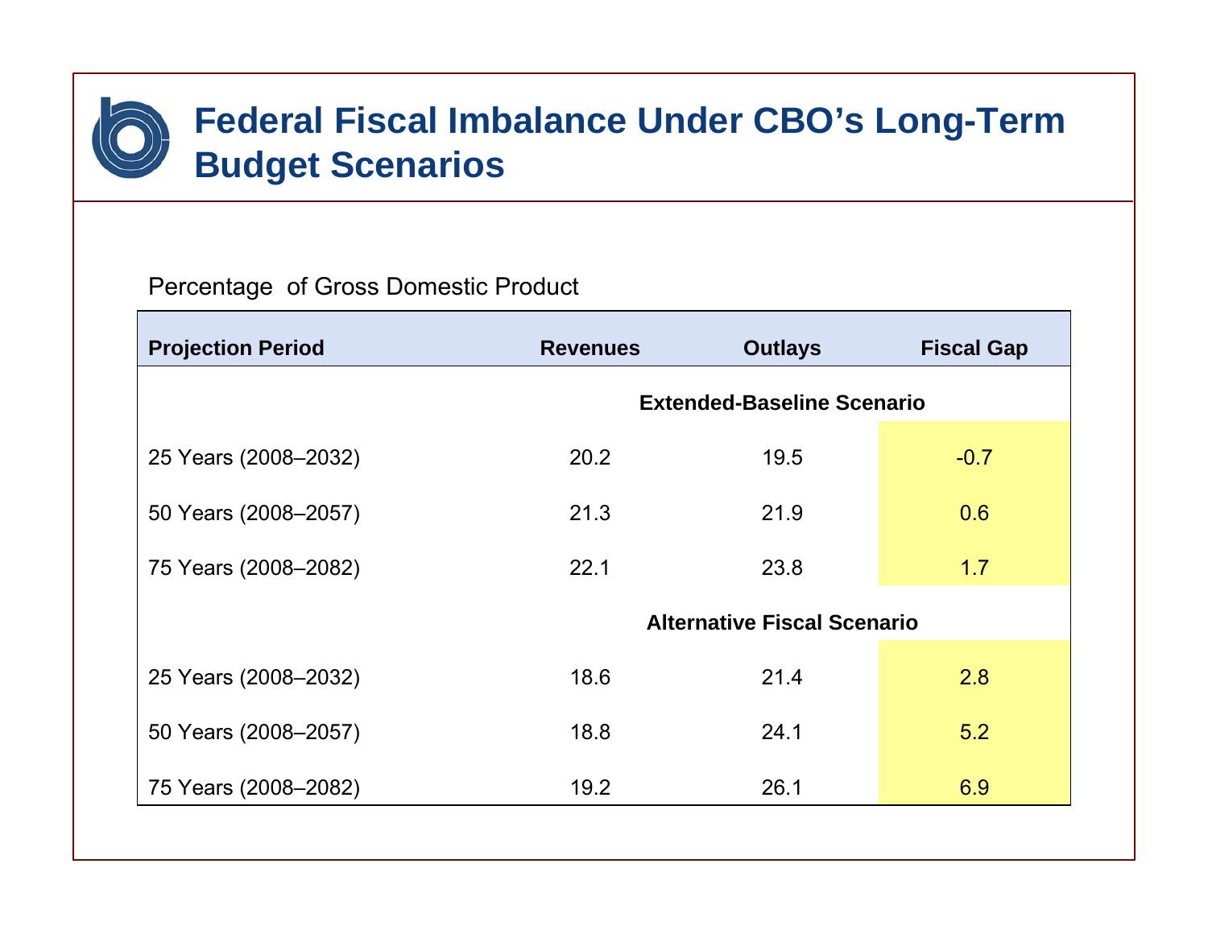# Federal Fiscal Imbalance Under CBO's Long-Term Budget Scenarios

Percentage of Gross Domestic Product

| Projection Period | Revenues | Outlays | Fiscal Gap |
|---|---|---|---|
| | | **Extended-Baseline Scenario** | |
| 25 Years (2008–2032) | 20.2 | 19.5 | -0.7 |
| 50 Years (2008–2057) | 21.3 | 21.9 | 0.6 |
| 75 Years (2008–2082) | 22.1 | 23.8 | 1.7 |
| | | **Alternative Fiscal Scenario** | |
| 25 Years (2008–2032) | 18.6 | 21.4 | 2.8 |
| 50 Years (2008–2057) | 18.8 | 24.1 | 5.2 |
| 75 Years (2008–2082) | 19.2 | 26.1 | 6.9 |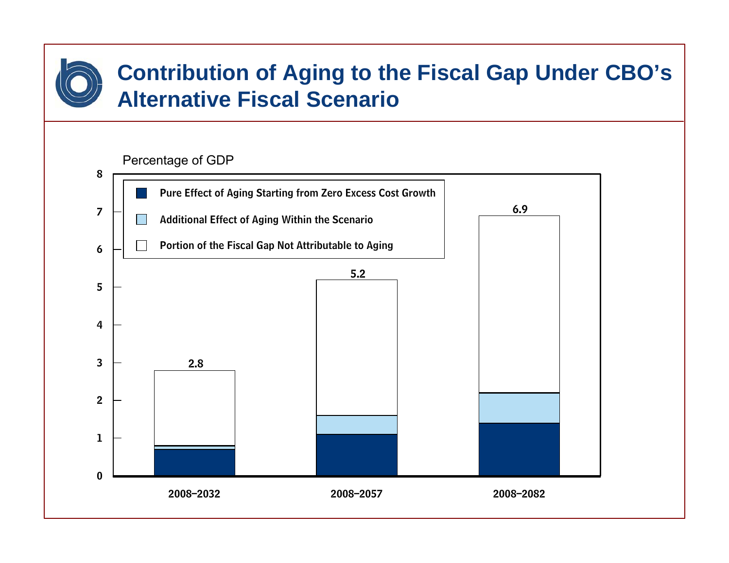# Contribution of Aging to the Fiscal Gap Under CBO's Alternative Fiscal Scenario

Percentage of GDP

| Period | Pure Effect of Aging Starting from Zero Excess Cost Growth | Additional Effect of Aging Within the Scenario | Portion of the Fiscal Gap Not Attributable to Aging | Total |
|---|---|---|---|---|
| 2008–2032 | | | | 2.8 |
| 2008–2057 | | | | 5.2 |
| 2008–2082 | | | | 6.9 |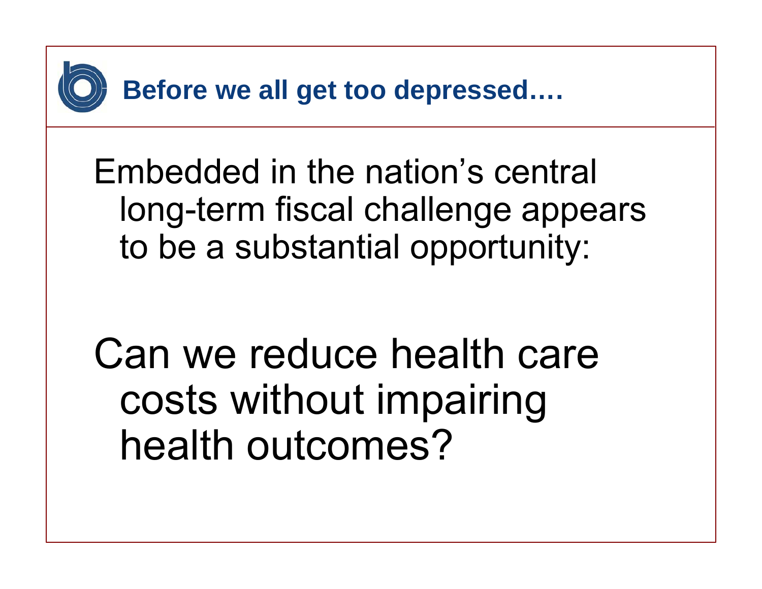## Before we all get too depressed….

Embedded in the nation's central long-term fiscal challenge appears to be a substantial opportunity:

Can we reduce health care costs without impairing health outcomes?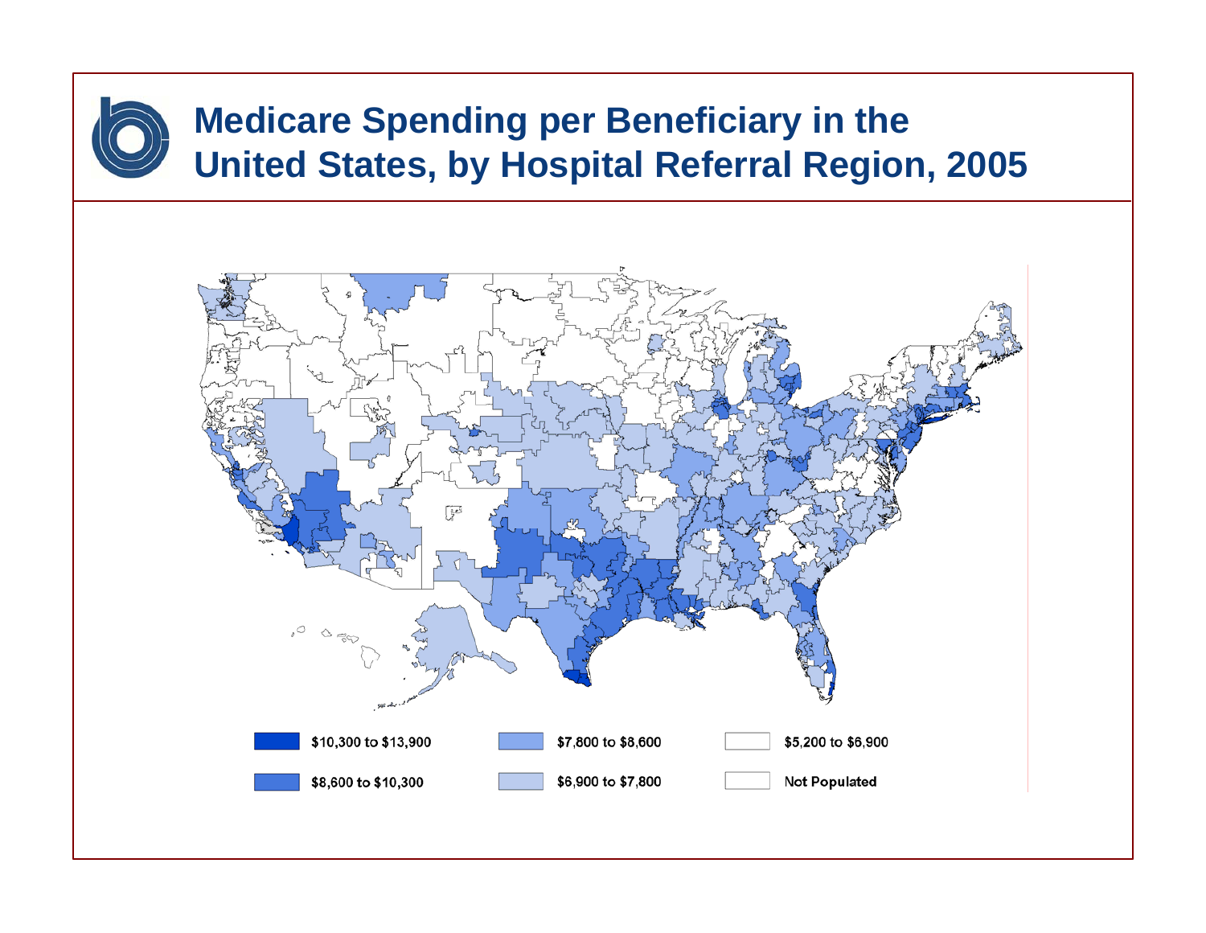# Medicare Spending per Beneficiary in the United States, by Hospital Referral Region, 2005

$10,300 to $13,900

$8,600 to $10,300

$7,800 to $8,600

$6,900 to $7,800

$5,200 to $6,900

Not Populated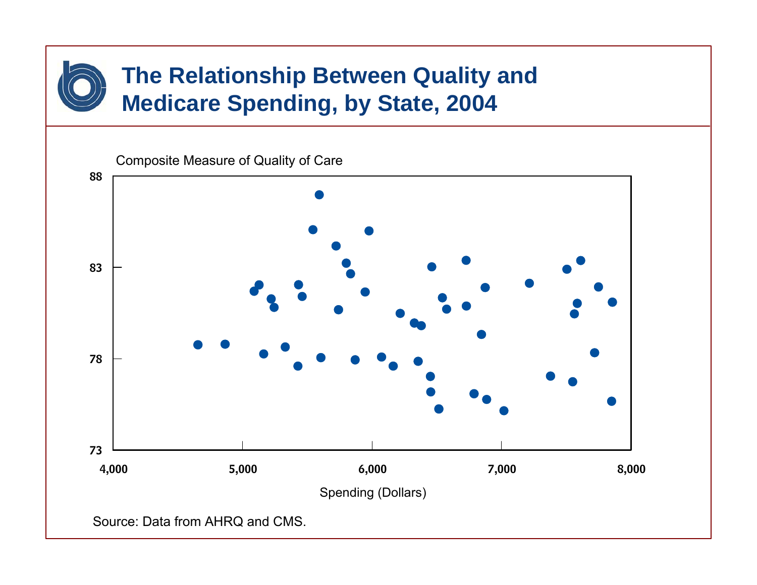# The Relationship Between Quality and Medicare Spending, by State, 2004

Composite Measure of Quality of Care

88

83

78

73

4,000 5,000 6,000 7,000 8,000

Spending (Dollars)

Source: Data from AHRQ and CMS.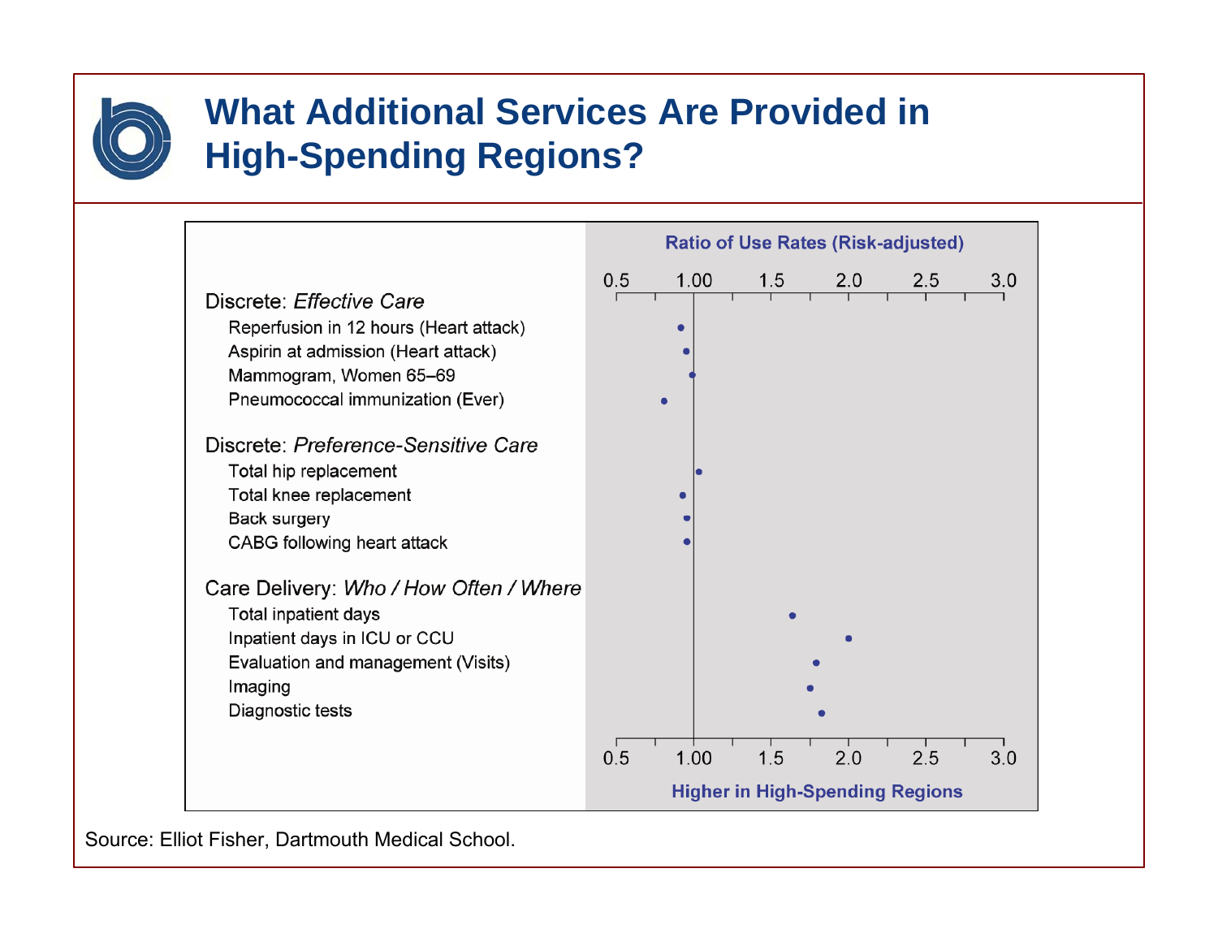# What Additional Services Are Provided in High-Spending Regions?

Ratio of Use Rates (Risk-adjusted)

0.5 1.00 1.5 2.0 2.5 3.0

**Discrete: *Effective Care***
- Reperfusion in 12 hours (Heart attack)
- Aspirin at admission (Heart attack)
- Mammogram, Women 65–69
- Pneumococcal immunization (Ever)

**Discrete: *Preference-Sensitive Care***
- Total hip replacement
- Total knee replacement
- Back surgery
- CABG following heart attack

**Care Delivery: *Who / How Often / Where***
- Total inpatient days
- Inpatient days in ICU or CCU
- Evaluation and management (Visits)
- Imaging
- Diagnostic tests

Higher in High-Spending Regions

Source: Elliot Fisher, Dartmouth Medical School.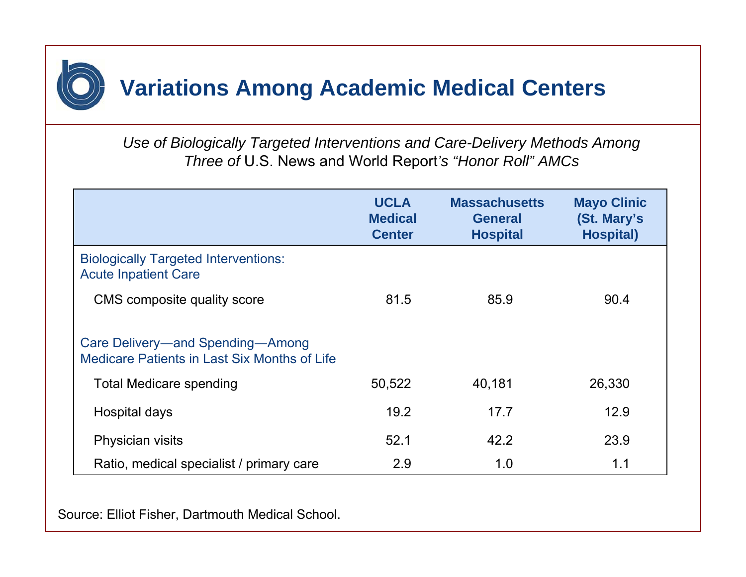# Variations Among Academic Medical Centers

*Use of Biologically Targeted Interventions and Care-Delivery Methods Among Three of* U.S. News and World Report*'s "Honor Roll" AMCs*

| | UCLA Medical Center | Massachusetts General Hospital | Mayo Clinic (St. Mary's Hospital) |
|---|---|---|---|
| Biologically Targeted Interventions: Acute Inpatient Care | | | |
| CMS composite quality score | 81.5 | 85.9 | 90.4 |
| Care Delivery—and Spending—Among Medicare Patients in Last Six Months of Life | | | |
| Total Medicare spending | 50,522 | 40,181 | 26,330 |
| Hospital days | 19.2 | 17.7 | 12.9 |
| Physician visits | 52.1 | 42.2 | 23.9 |
| Ratio, medical specialist / primary care | 2.9 | 1.0 | 1.1 |

Source: Elliot Fisher, Dartmouth Medical School.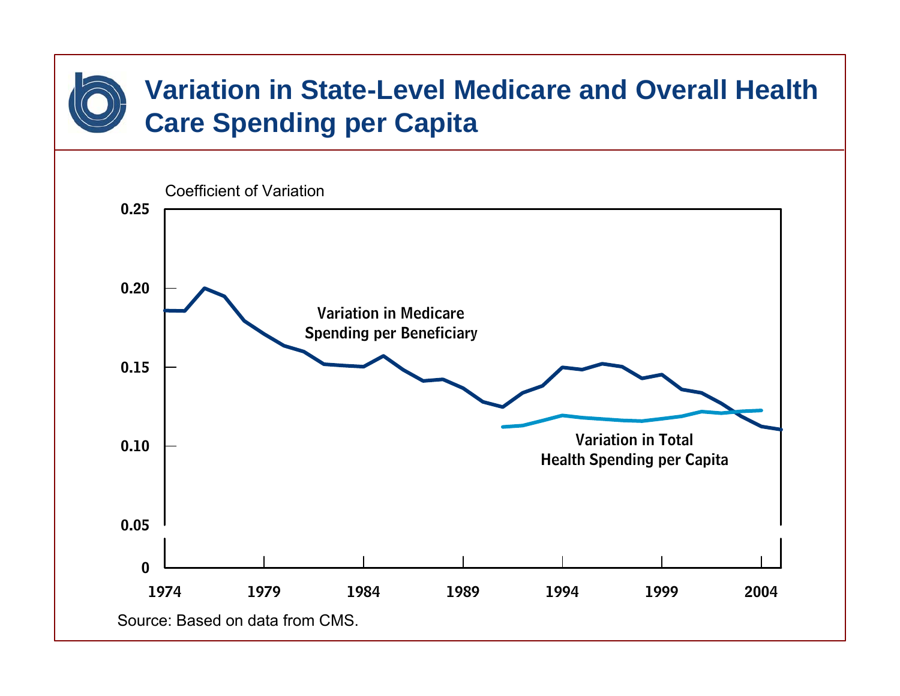# Variation in State-Level Medicare and Overall Health Care Spending per Capita

Coefficient of Variation

0.25

0.20

0.15

0.10

0.05

0

1974 1979 1984 1989 1994 1999 2004

Variation in Medicare Spending per Beneficiary

Variation in Total Health Spending per Capita

Source: Based on data from CMS.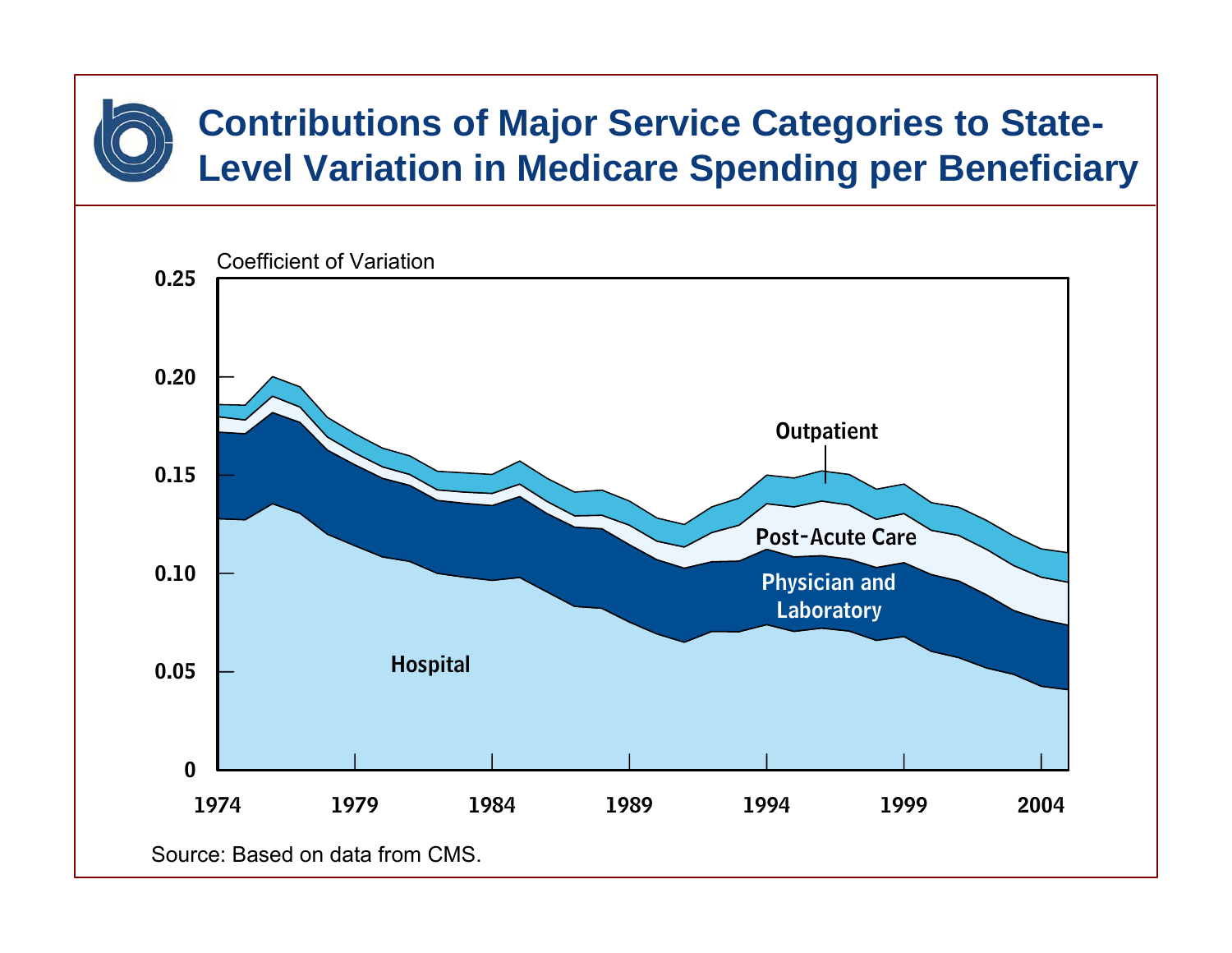# Contributions of Major Service Categories to State-Level Variation in Medicare Spending per Beneficiary

Coefficient of Variation

0.25

0.20

0.15

0.10

0.05

0

1974 1979 1984 1989 1994 1999 2004

Outpatient

Post-Acute Care

Physician and Laboratory

Hospital

Source: Based on data from CMS.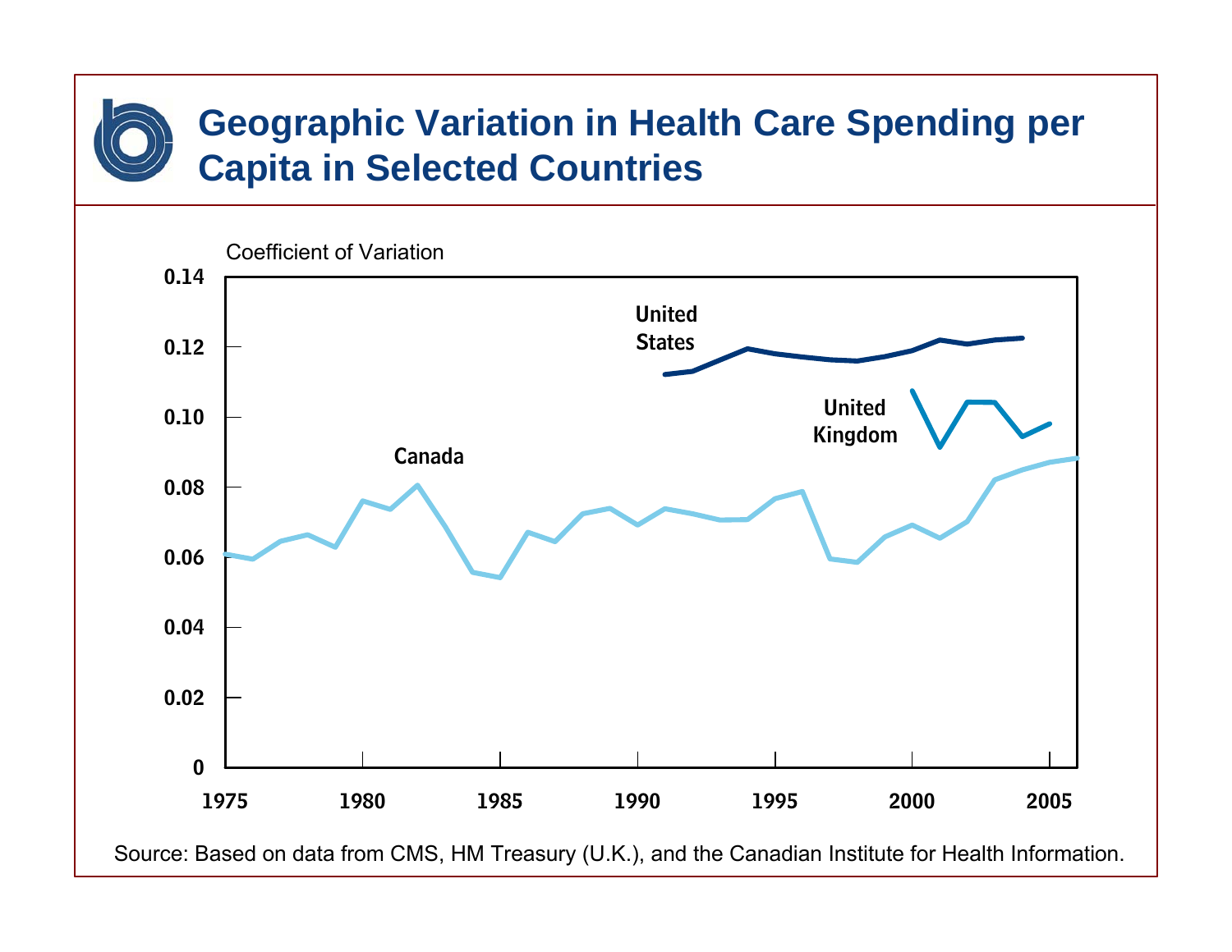# Geographic Variation in Health Care Spending per Capita in Selected Countries

Coefficient of Variation

Canada

United States

United Kingdom

0.14
0.12
0.10
0.08
0.06
0.04
0.02
0

1975 1980 1985 1990 1995 2000 2005

Source: Based on data from CMS, HM Treasury (U.K.), and the Canadian Institute for Health Information.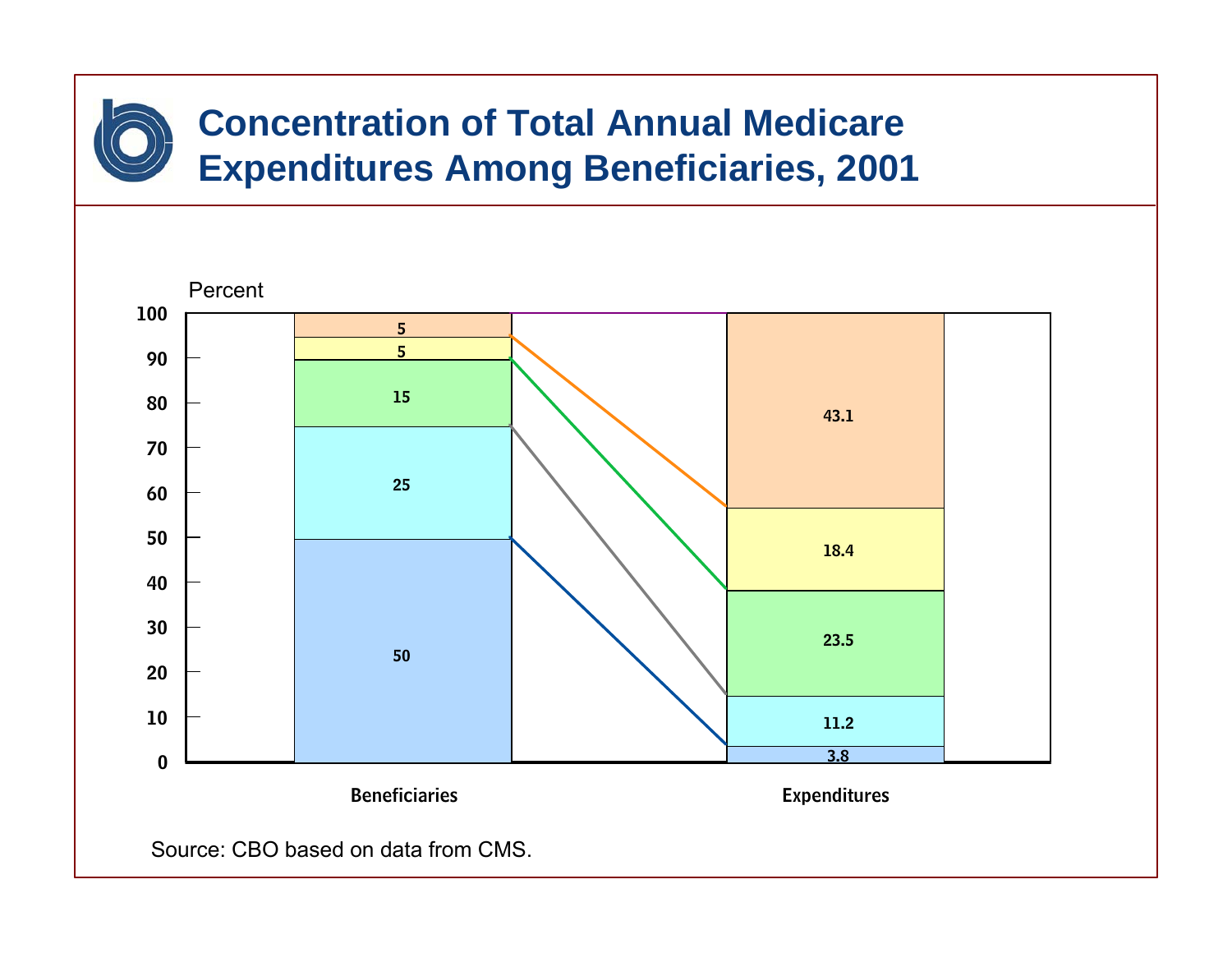# Concentration of Total Annual Medicare Expenditures Among Beneficiaries, 2001

Percent

| | Beneficiaries | Expenditures |
|---|---|---|
| Top segment | 5 | 43.1 |
| | 5 | 18.4 |
| | 15 | 23.5 |
| | 25 | 11.2 |
| Bottom segment | 50 | 3.8 |

Source: CBO based on data from CMS.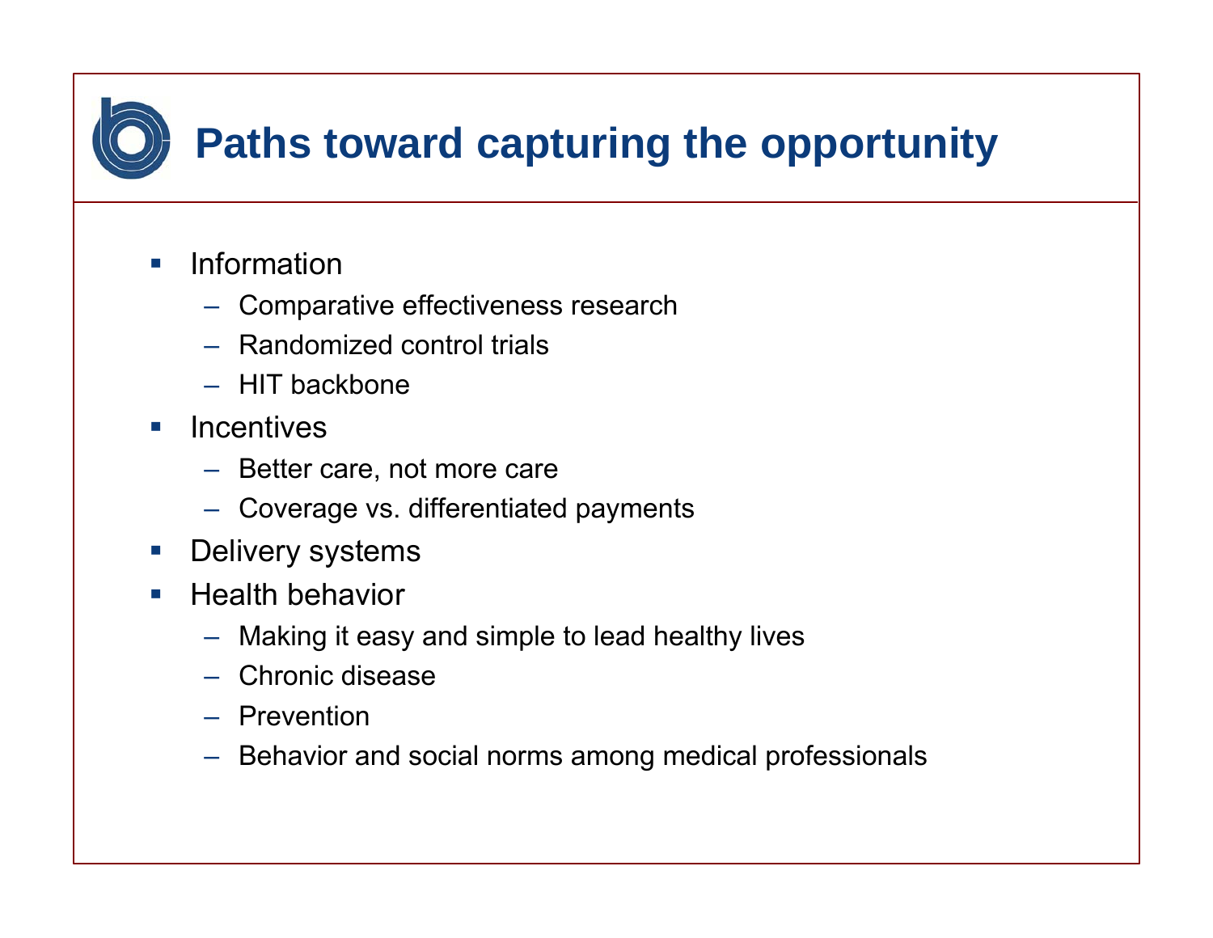# Paths toward capturing the opportunity

- Information
  - Comparative effectiveness research
  - Randomized control trials
  - HIT backbone
- Incentives
  - Better care, not more care
  - Coverage vs. differentiated payments
- Delivery systems
- Health behavior
  - Making it easy and simple to lead healthy lives
  - Chronic disease
  - Prevention
  - Behavior and social norms among medical professionals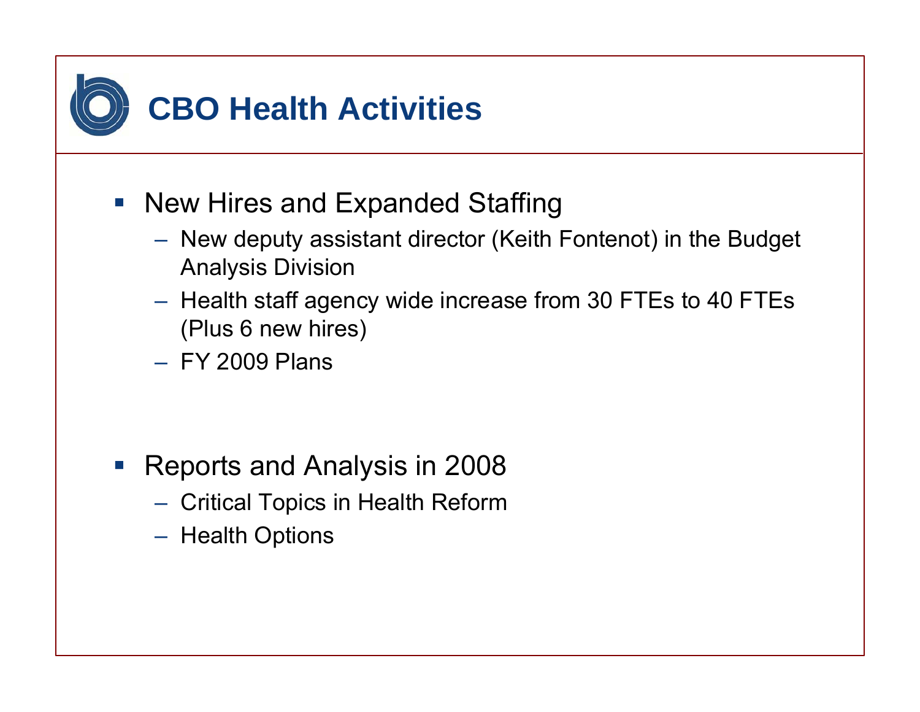# CBO Health Activities

- New Hires and Expanded Staffing
  - New deputy assistant director (Keith Fontenot) in the Budget Analysis Division
  - Health staff agency wide increase from 30 FTEs to 40 FTEs (Plus 6 new hires)
  - FY 2009 Plans

- Reports and Analysis in 2008
  - Critical Topics in Health Reform
  - Health Options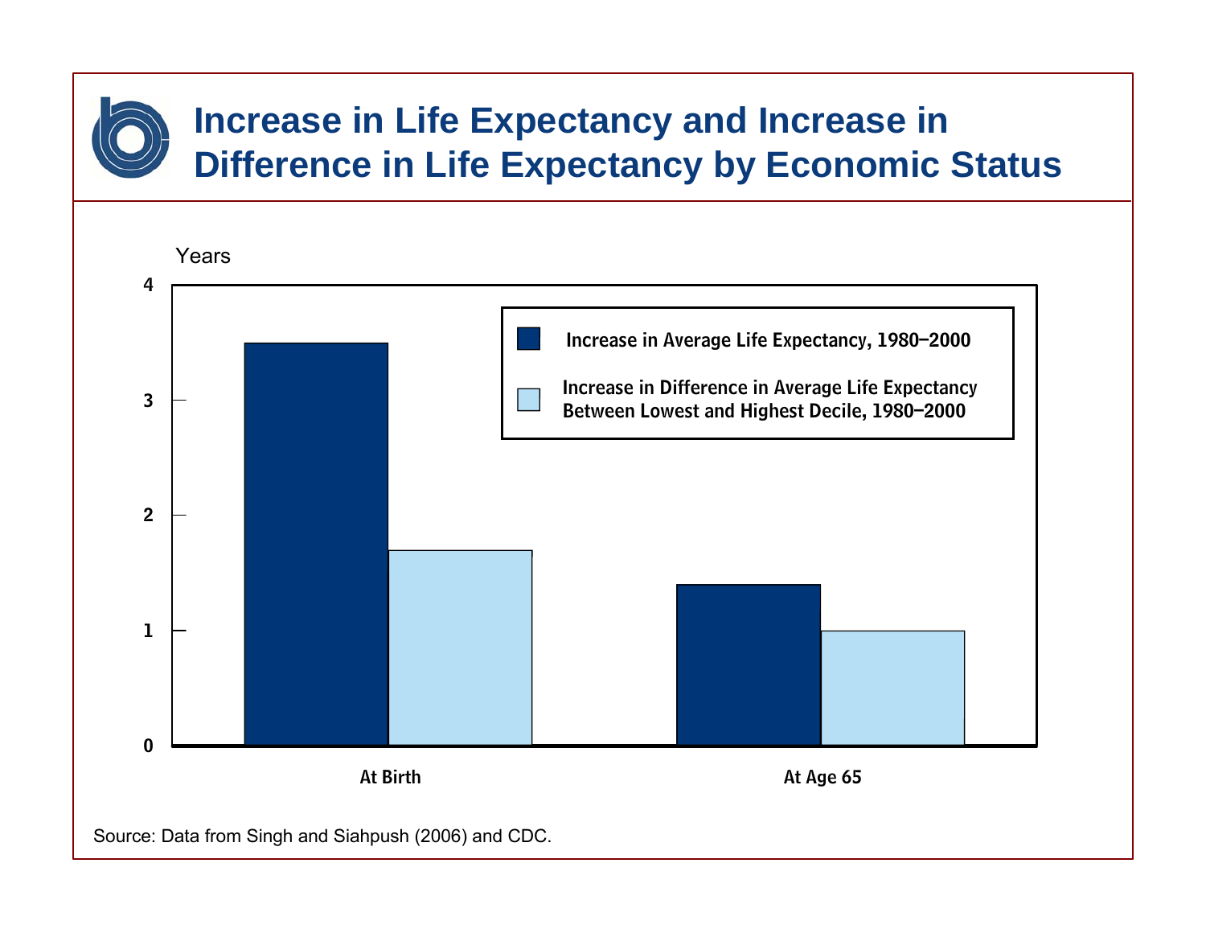# Increase in Life Expectancy and Increase in Difference in Life Expectancy by Economic Status

Years

4

3

2

1

0

Increase in Average Life Expectancy, 1980–2000

Increase in Difference in Average Life Expectancy Between Lowest and Highest Decile, 1980–2000

At Birth

At Age 65

Source: Data from Singh and Siahpush (2006) and CDC.